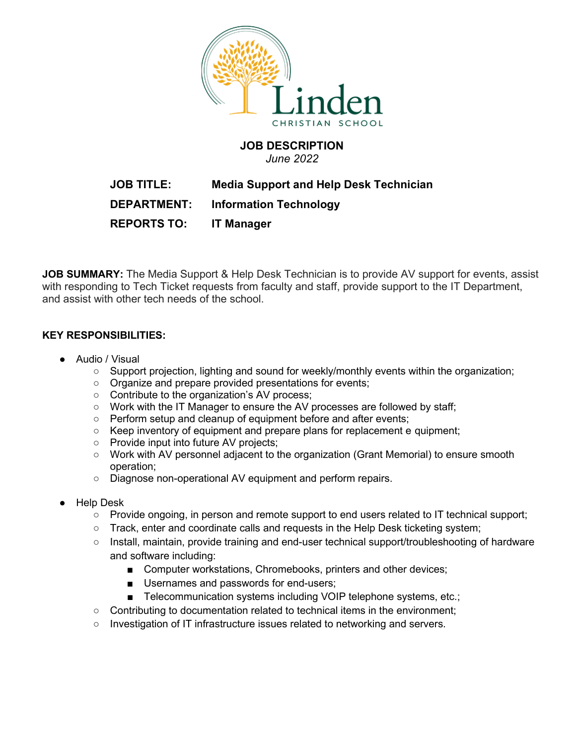Linden
CHRISTIAN SCHOOL

**JOB DESCRIPTION**
*June 2022*

**JOB TITLE:** **Media Support and Help Desk Technician**
**DEPARTMENT:** **Information Technology**
**REPORTS TO:** **IT Manager**

**JOB SUMMARY:** The Media Support & Help Desk Technician is to provide AV support for events, assist with responding to Tech Ticket requests from faculty and staff, provide support to the IT Department, and assist with other tech needs of the school.

**KEY RESPONSIBILITIES:**

- Audio / Visual
  - Support projection, lighting and sound for weekly/monthly events within the organization;
  - Organize and prepare provided presentations for events;
  - Contribute to the organization's AV process;
  - Work with the IT Manager to ensure the AV processes are followed by staff;
  - Perform setup and cleanup of equipment before and after events;
  - Keep inventory of equipment and prepare plans for replacement e quipment;
  - Provide input into future AV projects;
  - Work with AV personnel adjacent to the organization (Grant Memorial) to ensure smooth operation;
  - Diagnose non-operational AV equipment and perform repairs.

- Help Desk
  - Provide ongoing, in person and remote support to end users related to IT technical support;
  - Track, enter and coordinate calls and requests in the Help Desk ticketing system;
  - Install, maintain, provide training and end-user technical support/troubleshooting of hardware and software including:
    - Computer workstations, Chromebooks, printers and other devices;
    - Usernames and passwords for end-users;
    - Telecommunication systems including VOIP telephone systems, etc.;
  - Contributing to documentation related to technical items in the environment;
  - Investigation of IT infrastructure issues related to networking and servers.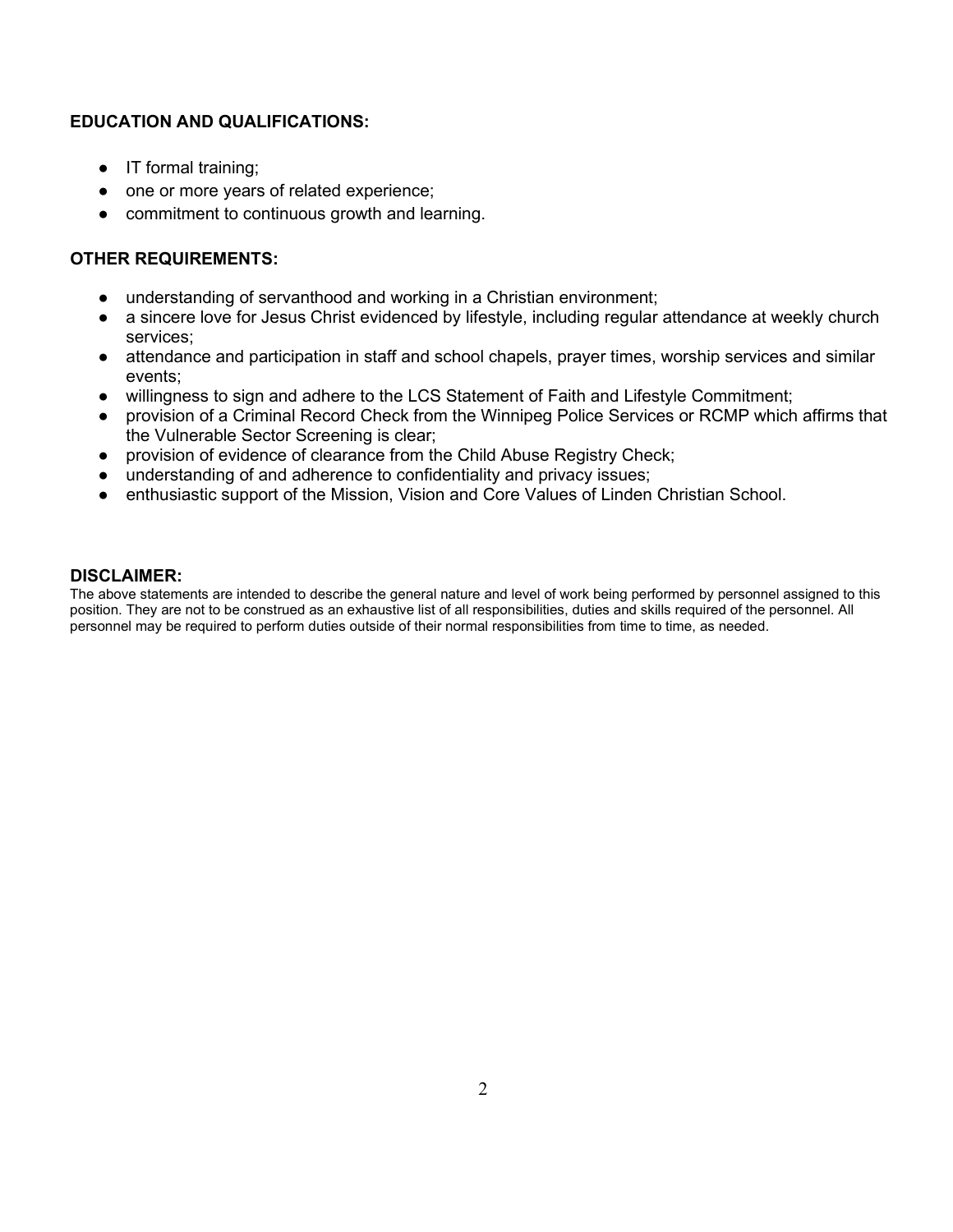## EDUCATION AND QUALIFICATIONS:

- IT formal training;
- one or more years of related experience;
- commitment to continuous growth and learning.

## OTHER REQUIREMENTS:

- understanding of servanthood and working in a Christian environment;
- a sincere love for Jesus Christ evidenced by lifestyle, including regular attendance at weekly church services;
- attendance and participation in staff and school chapels, prayer times, worship services and similar events;
- willingness to sign and adhere to the LCS Statement of Faith and Lifestyle Commitment;
- provision of a Criminal Record Check from the Winnipeg Police Services or RCMP which affirms that the Vulnerable Sector Screening is clear;
- provision of evidence of clearance from the Child Abuse Registry Check;
- understanding of and adherence to confidentiality and privacy issues;
- enthusiastic support of the Mission, Vision and Core Values of Linden Christian School.

## DISCLAIMER:

The above statements are intended to describe the general nature and level of work being performed by personnel assigned to this position. They are not to be construed as an exhaustive list of all responsibilities, duties and skills required of the personnel. All personnel may be required to perform duties outside of their normal responsibilities from time to time, as needed.